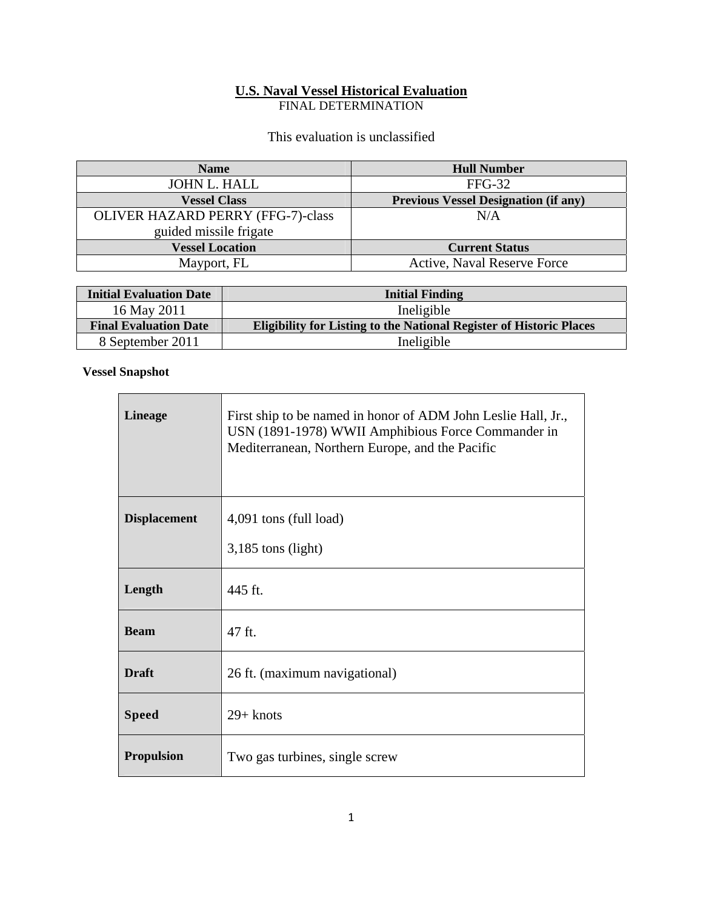# U.S. Naval Vessel Historical Evaluation

FINAL DETERMINATION

This evaluation is unclassified

| Name | Hull Number |
|---|---|
| JOHN L. HALL | FFG-32 |
| **Vessel Class** | **Previous Vessel Designation (if any)** |
| OLIVER HAZARD PERRY (FFG-7)-class guided missile frigate | N/A |
| **Vessel Location** | **Current Status** |
| Mayport, FL | Active, Naval Reserve Force |

| Initial Evaluation Date | Initial Finding |
|---|---|
| 16 May 2011 | Ineligible |
| **Final Evaluation Date** | **Eligibility for Listing to the National Register of Historic Places** |
| 8 September 2011 | Ineligible |

**Vessel Snapshot**

| | |
|---|---|
| **Lineage** | First ship to be named in honor of ADM John Leslie Hall, Jr., USN (1891-1978) WWII Amphibious Force Commander in Mediterranean, Northern Europe, and the Pacific |
| **Displacement** | 4,091 tons (full load)<br>3,185 tons (light) |
| **Length** | 445 ft. |
| **Beam** | 47 ft. |
| **Draft** | 26 ft. (maximum navigational) |
| **Speed** | 29+ knots |
| **Propulsion** | Two gas turbines, single screw |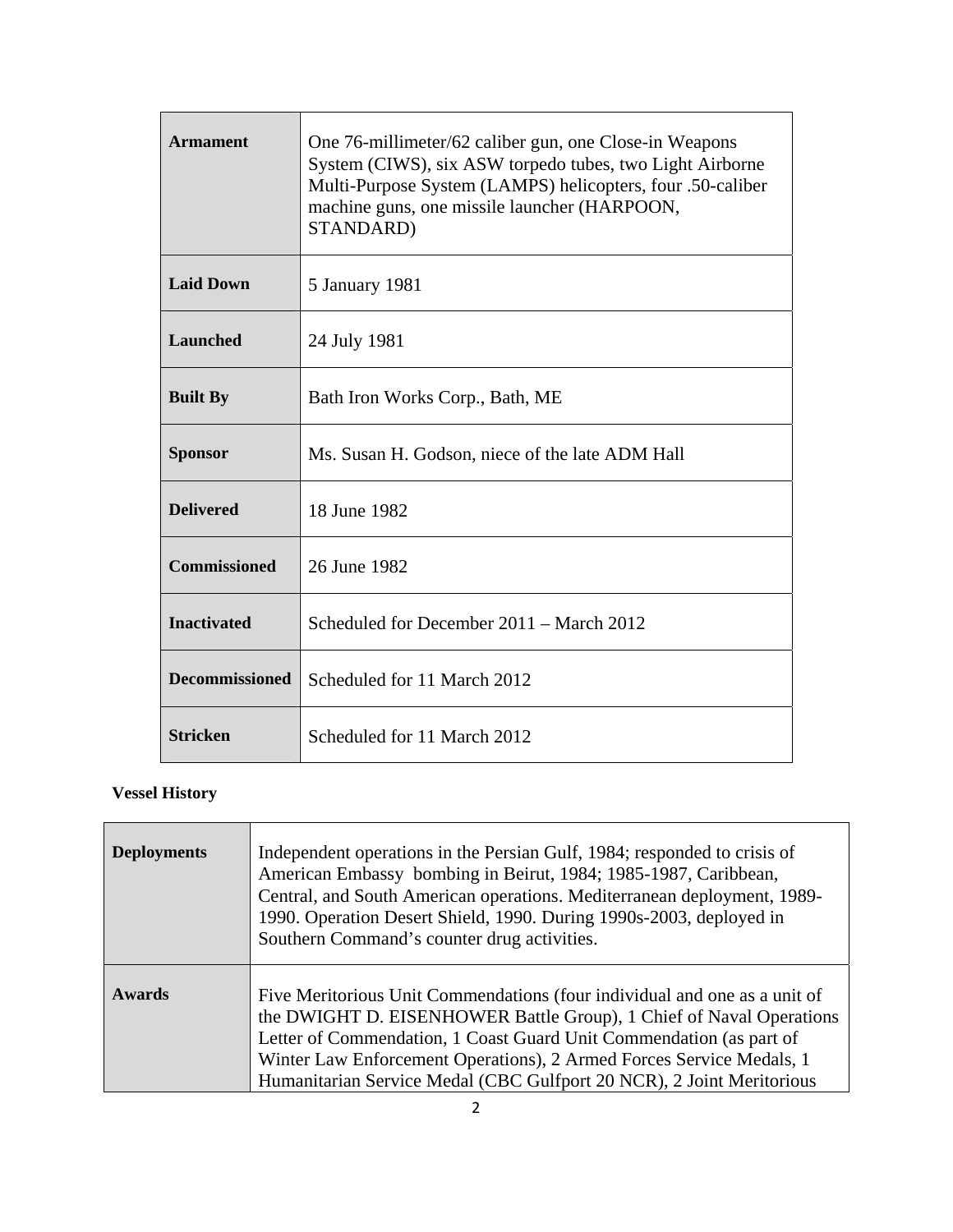| | |
|---|---|
| **Armament** | One 76-millimeter/62 caliber gun, one Close-in Weapons System (CIWS), six ASW torpedo tubes, two Light Airborne Multi-Purpose System (LAMPS) helicopters, four .50-caliber machine guns, one missile launcher (HARPOON, STANDARD) |
| **Laid Down** | 5 January 1981 |
| **Launched** | 24 July 1981 |
| **Built By** | Bath Iron Works Corp., Bath, ME |
| **Sponsor** | Ms. Susan H. Godson, niece of the late ADM Hall |
| **Delivered** | 18 June 1982 |
| **Commissioned** | 26 June 1982 |
| **Inactivated** | Scheduled for December 2011 – March 2012 |
| **Decommissioned** | Scheduled for 11 March 2012 |
| **Stricken** | Scheduled for 11 March 2012 |

**Vessel History**

| | |
|---|---|
| **Deployments** | Independent operations in the Persian Gulf, 1984; responded to crisis of American Embassy bombing in Beirut, 1984; 1985-1987, Caribbean, Central, and South American operations. Mediterranean deployment, 1989-1990. Operation Desert Shield, 1990. During 1990s-2003, deployed in Southern Command's counter drug activities. |
| **Awards** | Five Meritorious Unit Commendations (four individual and one as a unit of the DWIGHT D. EISENHOWER Battle Group), 1 Chief of Naval Operations Letter of Commendation, 1 Coast Guard Unit Commendation (as part of Winter Law Enforcement Operations), 2 Armed Forces Service Medals, 1 Humanitarian Service Medal (CBC Gulfport 20 NCR), 2 Joint Meritorious |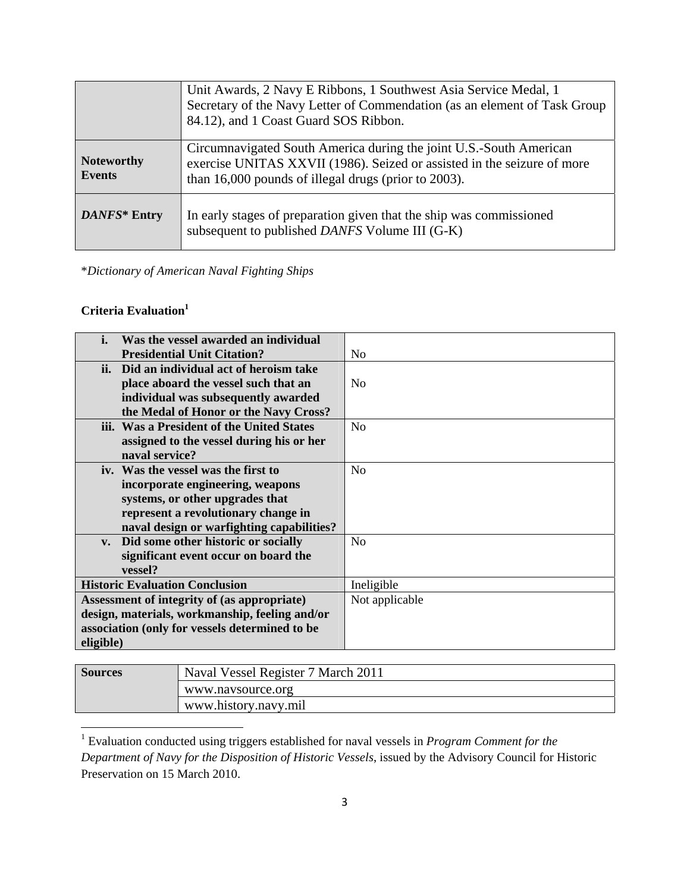| | |
|---|---|
| | Unit Awards, 2 Navy E Ribbons, 1 Southwest Asia Service Medal, 1 Secretary of the Navy Letter of Commendation (as an element of Task Group 84.12), and 1 Coast Guard SOS Ribbon. |
| **Noteworthy Events** | Circumnavigated South America during the joint U.S.-South American exercise UNITAS XXVII (1986). Seized or assisted in the seizure of more than 16,000 pounds of illegal drugs (prior to 2003). |
| ***DANFS*\* Entry** | In early stages of preparation given that the ship was commissioned subsequent to published *DANFS* Volume III (G-K) |

\**Dictionary of American Naval Fighting Ships*

**Criteria Evaluation**[1]

| | |
|---|---|
| **i. Was the vessel awarded an individual Presidential Unit Citation?** | No |
| **ii. Did an individual act of heroism take place aboard the vessel such that an individual was subsequently awarded the Medal of Honor or the Navy Cross?** | No |
| **iii. Was a President of the United States assigned to the vessel during his or her naval service?** | No |
| **iv. Was the vessel was the first to incorporate engineering, weapons systems, or other upgrades that represent a revolutionary change in naval design or warfighting capabilities?** | No |
| **v. Did some other historic or socially significant event occur on board the vessel?** | No |
| **Historic Evaluation Conclusion** | Ineligible |
| **Assessment of integrity of (as appropriate) design, materials, workmanship, feeling and/or association (only for vessels determined to be eligible)** | Not applicable |

| | |
|---|---|
| **Sources** | Naval Vessel Register 7 March 2011 |
| | www.navsource.org |
| | www.history.navy.mil |

[1] Evaluation conducted using triggers established for naval vessels in *Program Comment for the Department of Navy for the Disposition of Historic Vessels*, issued by the Advisory Council for Historic Preservation on 15 March 2010.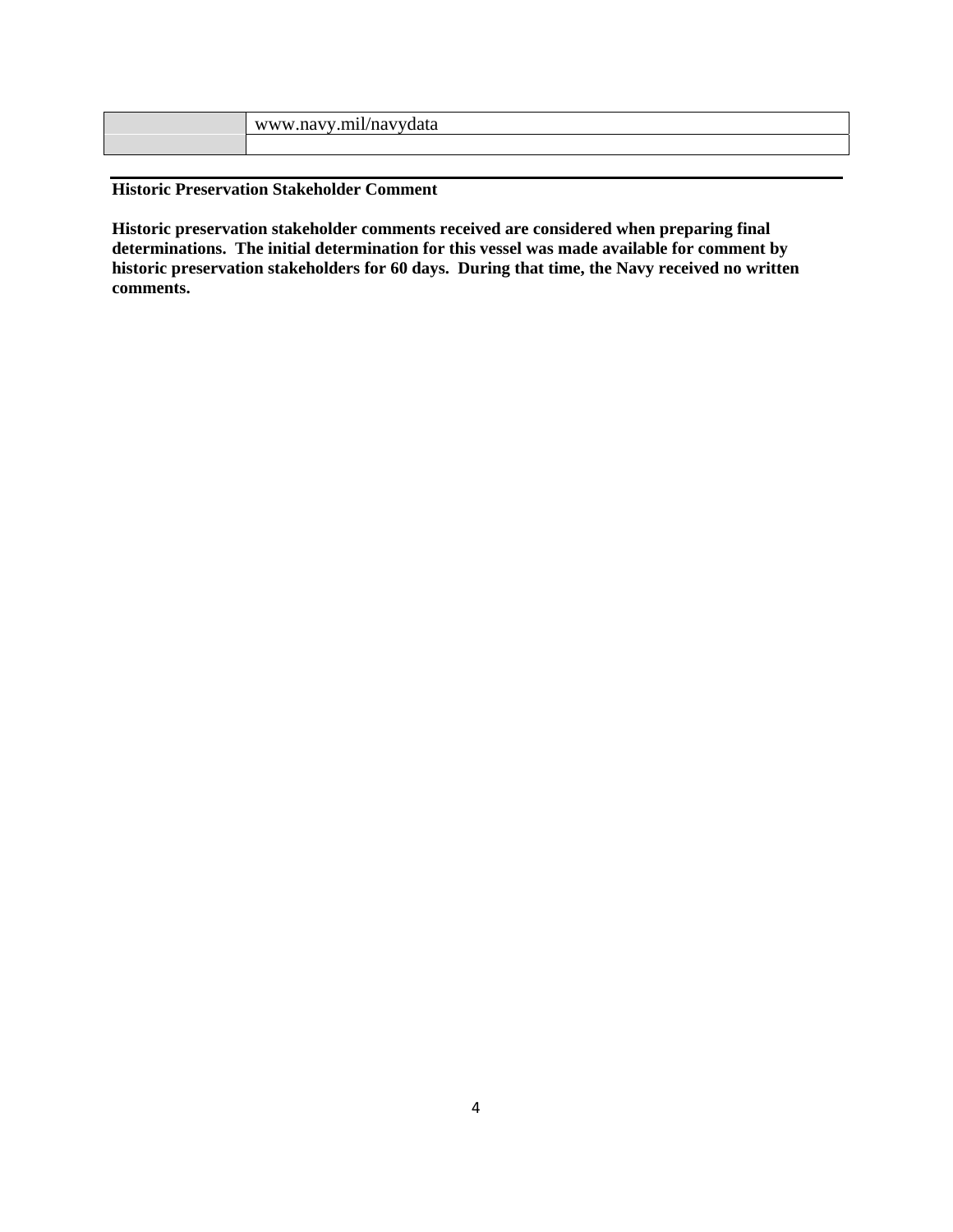| | |
|---|---|
| | www.navy.mil/navydata |
| | |

---

**Historic Preservation Stakeholder Comment**

**Historic preservation stakeholder comments received are considered when preparing final determinations. The initial determination for this vessel was made available for comment by historic preservation stakeholders for 60 days. During that time, the Navy received no written comments.**